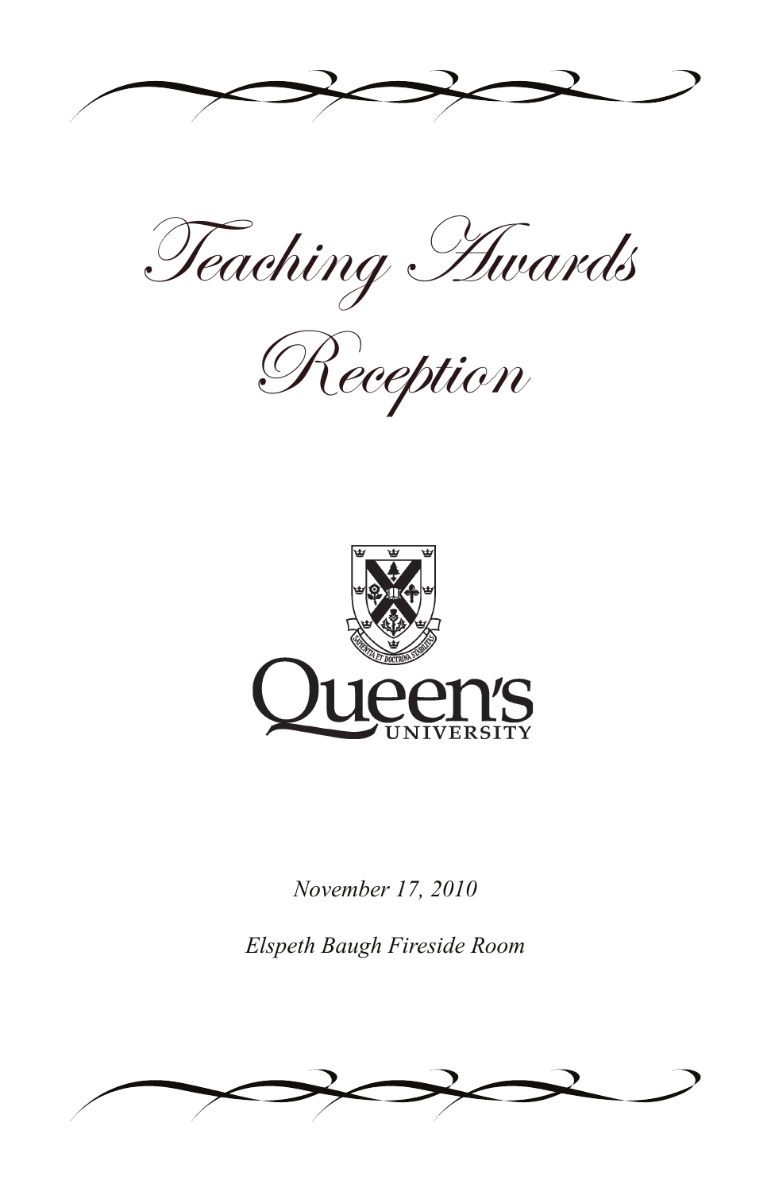# Teaching Awards Reception

Queen's University

*November 17, 2010*

*Elspeth Baugh Fireside Room*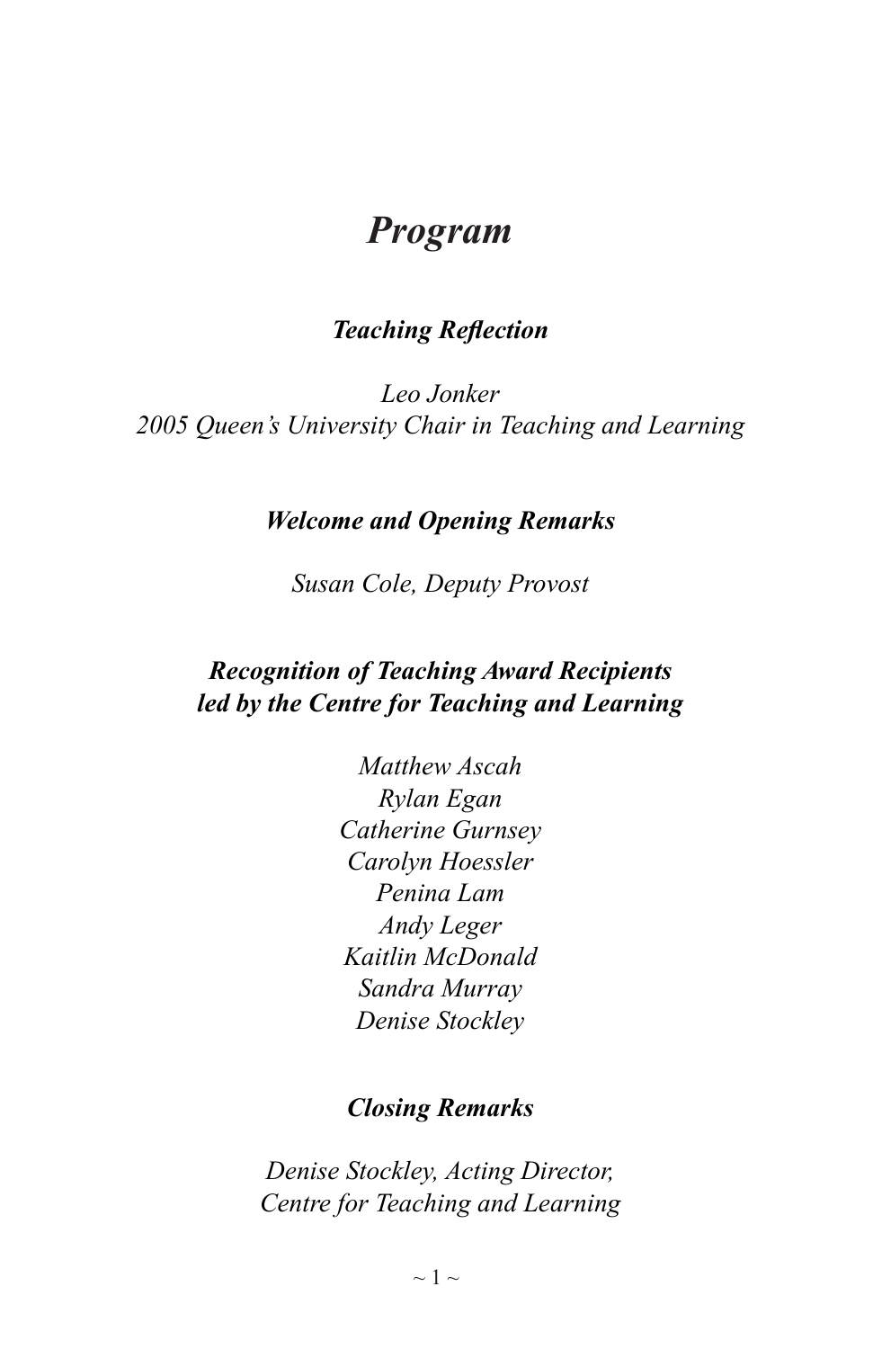# *Program*

### ***Teaching Reflection***

*Leo Jonker*
*2005 Queen's University Chair in Teaching and Learning*

### ***Welcome and Opening Remarks***

*Susan Cole, Deputy Provost*

### ***Recognition of Teaching Award Recipients led by the Centre for Teaching and Learning***

*Matthew Ascah*
*Rylan Egan*
*Catherine Gurnsey*
*Carolyn Hoessler*
*Penina Lam*
*Andy Leger*
*Kaitlin McDonald*
*Sandra Murray*
*Denise Stockley*

### ***Closing Remarks***

*Denise Stockley, Acting Director,*
*Centre for Teaching and Learning*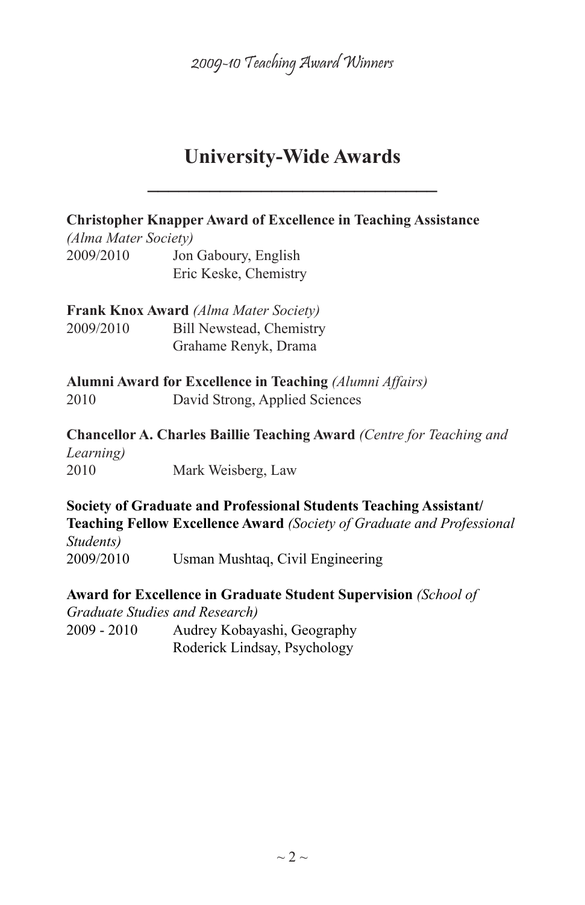## University-Wide Awards

**Christopher Knapper Award of Excellence in Teaching Assistance** *(Alma Mater Society)*

2009/2010 Jon Gaboury, English
Eric Keske, Chemistry

**Frank Knox Award** *(Alma Mater Society)*

2009/2010 Bill Newstead, Chemistry
Grahame Renyk, Drama

**Alumni Award for Excellence in Teaching** *(Alumni Affairs)*

2010 David Strong, Applied Sciences

**Chancellor A. Charles Baillie Teaching Award** *(Centre for Teaching and Learning)*

2010 Mark Weisberg, Law

**Society of Graduate and Professional Students Teaching Assistant/ Teaching Fellow Excellence Award** *(Society of Graduate and Professional Students)*

2009/2010 Usman Mushtaq, Civil Engineering

**Award for Excellence in Graduate Student Supervision** *(School of Graduate Studies and Research)*

2009 - 2010 Audrey Kobayashi, Geography
Roderick Lindsay, Psychology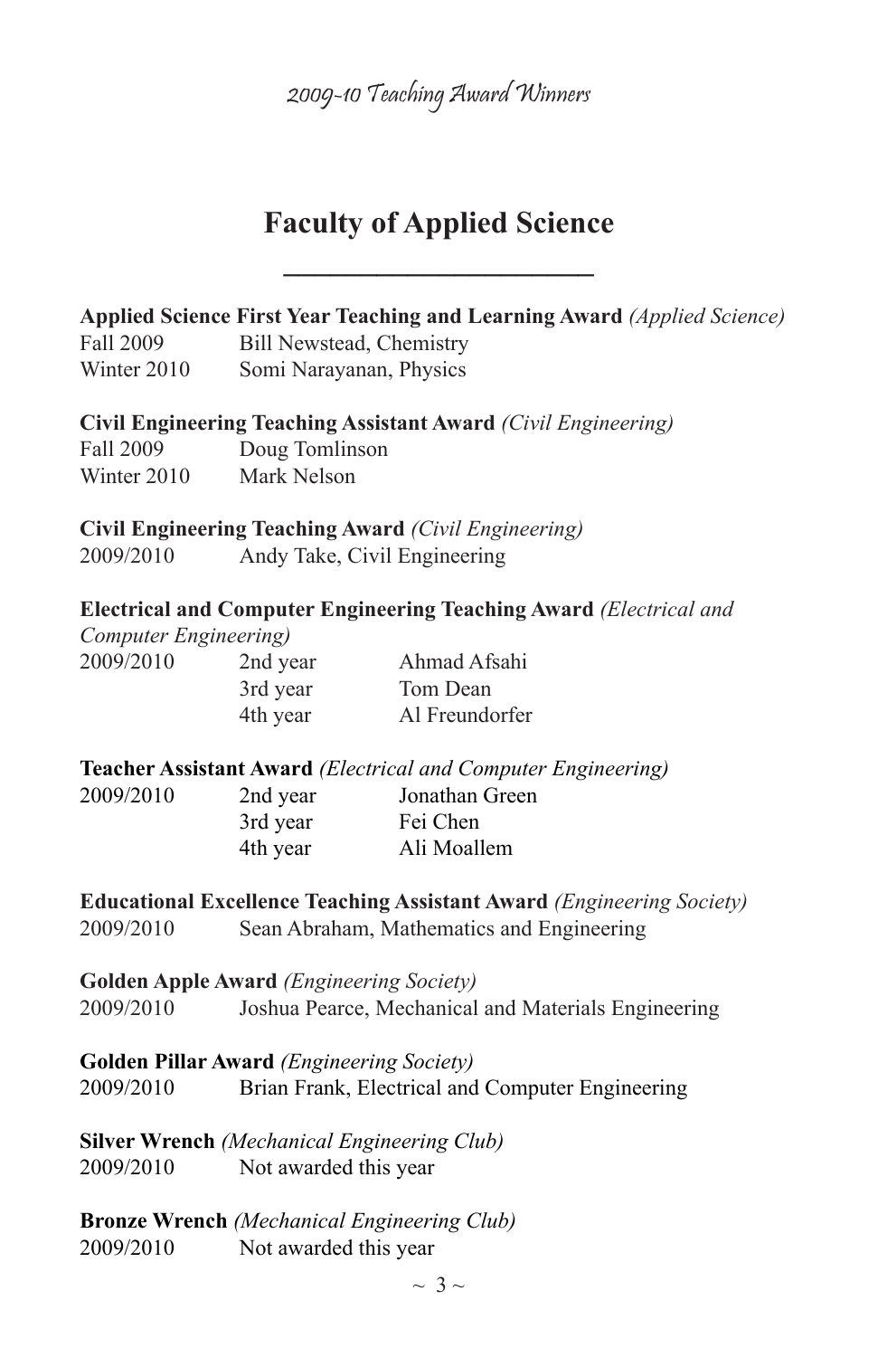# Faculty of Applied Science

**Applied Science First Year Teaching and Learning Award** *(Applied Science)*

| | |
|---|---|
| Fall 2009 | Bill Newstead, Chemistry |
| Winter 2010 | Somi Narayanan, Physics |

**Civil Engineering Teaching Assistant Award** *(Civil Engineering)*

| | |
|---|---|
| Fall 2009 | Doug Tomlinson |
| Winter 2010 | Mark Nelson |

**Civil Engineering Teaching Award** *(Civil Engineering)*

2009/2010 Andy Take, Civil Engineering

**Electrical and Computer Engineering Teaching Award** *(Electrical and Computer Engineering)*

| | | |
|---|---|---|
| 2009/2010 | 2nd year | Ahmad Afsahi |
| | 3rd year | Tom Dean |
| | 4th year | Al Freundorfer |

**Teacher Assistant Award** *(Electrical and Computer Engineering)*

| | | |
|---|---|---|
| 2009/2010 | 2nd year | Jonathan Green |
| | 3rd year | Fei Chen |
| | 4th year | Ali Moallem |

**Educational Excellence Teaching Assistant Award** *(Engineering Society)*

2009/2010 Sean Abraham, Mathematics and Engineering

**Golden Apple Award** *(Engineering Society)*

2009/2010 Joshua Pearce, Mechanical and Materials Engineering

**Golden Pillar Award** *(Engineering Society)*

2009/2010 Brian Frank, Electrical and Computer Engineering

**Silver Wrench** *(Mechanical Engineering Club)*

2009/2010 Not awarded this year

**Bronze Wrench** *(Mechanical Engineering Club)*

2009/2010 Not awarded this year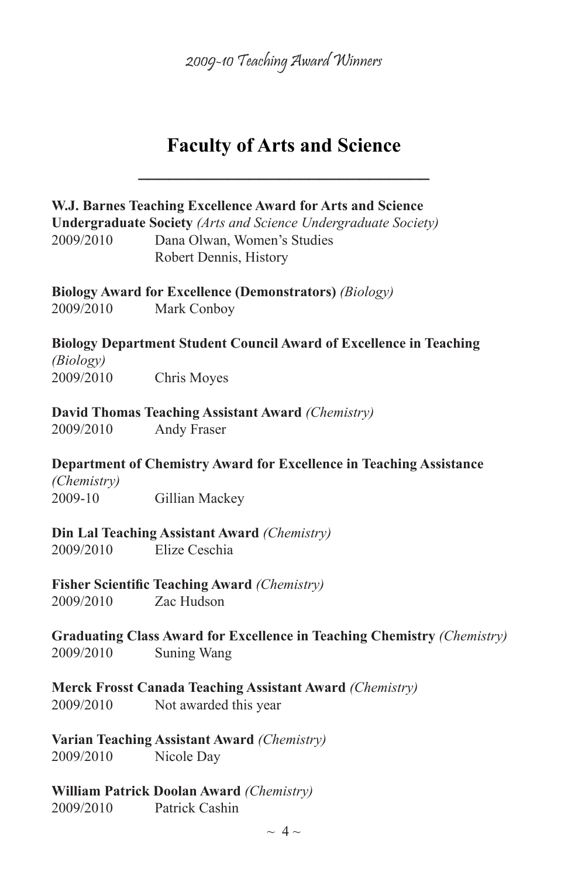# Faculty of Arts and Science

**W.J. Barnes Teaching Excellence Award for Arts and Science Undergraduate Society** *(Arts and Science Undergraduate Society)*
2009/2010 Dana Olwan, Women's Studies
Robert Dennis, History

**Biology Award for Excellence (Demonstrators)** *(Biology)*
2009/2010 Mark Conboy

**Biology Department Student Council Award of Excellence in Teaching** *(Biology)*
2009/2010 Chris Moyes

**David Thomas Teaching Assistant Award** *(Chemistry)*
2009/2010 Andy Fraser

**Department of Chemistry Award for Excellence in Teaching Assistance** *(Chemistry)*
2009-10 Gillian Mackey

**Din Lal Teaching Assistant Award** *(Chemistry)*
2009/2010 Elize Ceschia

**Fisher Scientific Teaching Award** *(Chemistry)*
2009/2010 Zac Hudson

**Graduating Class Award for Excellence in Teaching Chemistry** *(Chemistry)*
2009/2010 Suning Wang

**Merck Frosst Canada Teaching Assistant Award** *(Chemistry)*
2009/2010 Not awarded this year

**Varian Teaching Assistant Award** *(Chemistry)*
2009/2010 Nicole Day

**William Patrick Doolan Award** *(Chemistry)*
2009/2010 Patrick Cashin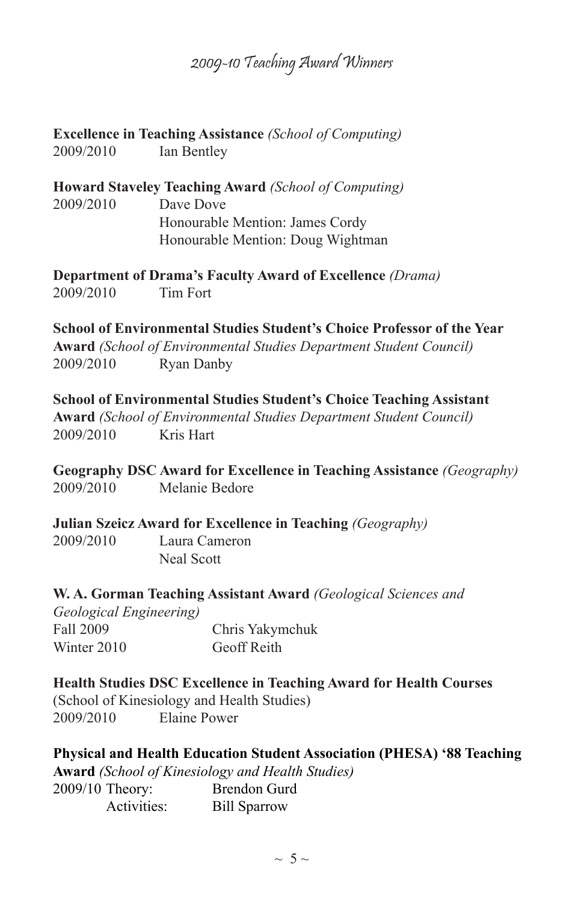# 2009-10 Teaching Award Winners

**Excellence in Teaching Assistance** *(School of Computing)*
2009/2010 Ian Bentley

**Howard Staveley Teaching Award** *(School of Computing)*
2009/2010 Dave Dove
Honourable Mention: James Cordy
Honourable Mention: Doug Wightman

**Department of Drama's Faculty Award of Excellence** *(Drama)*
2009/2010 Tim Fort

**School of Environmental Studies Student's Choice Professor of the Year Award** *(School of Environmental Studies Department Student Council)*
2009/2010 Ryan Danby

**School of Environmental Studies Student's Choice Teaching Assistant Award** *(School of Environmental Studies Department Student Council)*
2009/2010 Kris Hart

**Geography DSC Award for Excellence in Teaching Assistance** *(Geography)*
2009/2010 Melanie Bedore

**Julian Szeicz Award for Excellence in Teaching** *(Geography)*
2009/2010 Laura Cameron
Neal Scott

**W. A. Gorman Teaching Assistant Award** *(Geological Sciences and Geological Engineering)*
Fall 2009 Chris Yakymchuk
Winter 2010 Geoff Reith

**Health Studies DSC Excellence in Teaching Award for Health Courses**
(School of Kinesiology and Health Studies)
2009/2010 Elaine Power

**Physical and Health Education Student Association (PHESA) '88 Teaching Award** *(School of Kinesiology and Health Studies)*
2009/10 Theory: Brendon Gurd
Activities: Bill Sparrow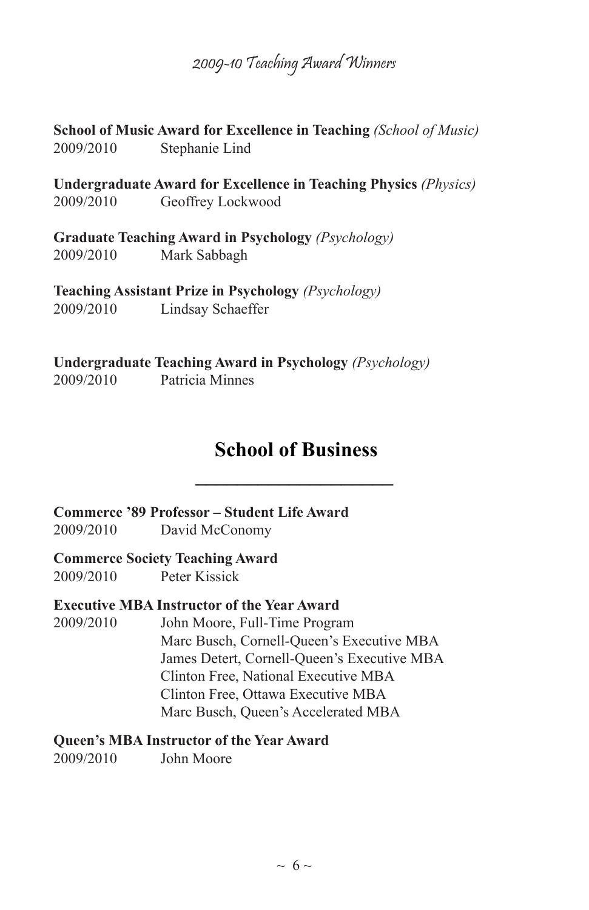**School of Music Award for Excellence in Teaching** *(School of Music)*
2009/2010 Stephanie Lind

**Undergraduate Award for Excellence in Teaching Physics** *(Physics)*
2009/2010 Geoffrey Lockwood

**Graduate Teaching Award in Psychology** *(Psychology)*
2009/2010 Mark Sabbagh

**Teaching Assistant Prize in Psychology** *(Psychology)*
2009/2010 Lindsay Schaeffer

**Undergraduate Teaching Award in Psychology** *(Psychology)*
2009/2010 Patricia Minnes

## School of Business

**Commerce '89 Professor – Student Life Award**
2009/2010 David McConomy

**Commerce Society Teaching Award**
2009/2010 Peter Kissick

**Executive MBA Instructor of the Year Award**
2009/2010 John Moore, Full-Time Program
Marc Busch, Cornell-Queen's Executive MBA
James Detert, Cornell-Queen's Executive MBA
Clinton Free, National Executive MBA
Clinton Free, Ottawa Executive MBA
Marc Busch, Queen's Accelerated MBA

**Queen's MBA Instructor of the Year Award**
2009/2010 John Moore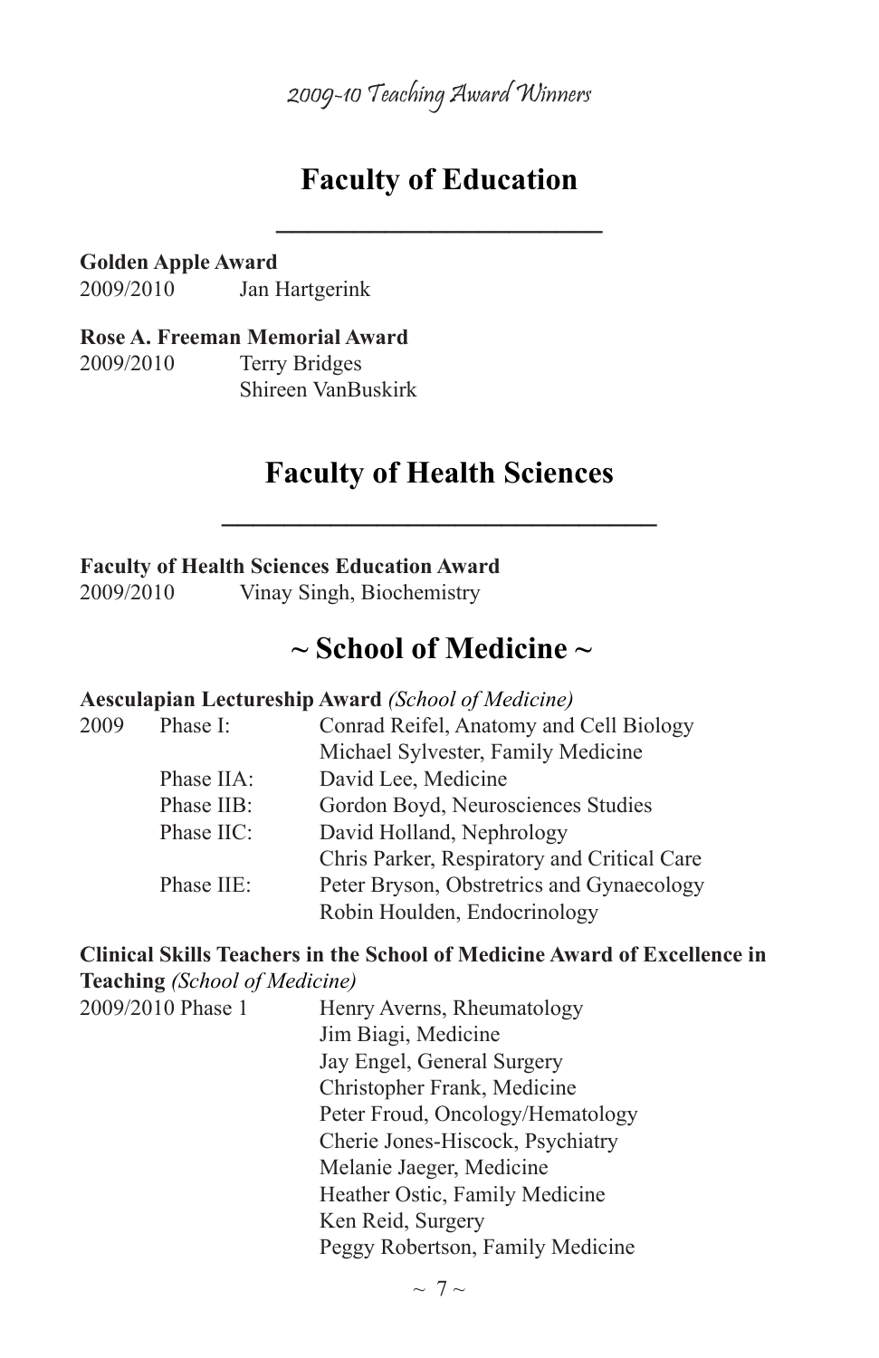*2009-10 Teaching Award Winners*

## Faculty of Education

**Golden Apple Award**
2009/2010 Jan Hartgerink

**Rose A. Freeman Memorial Award**
2009/2010 Terry Bridges
Shireen VanBuskirk

## Faculty of Health Sciences

**Faculty of Health Sciences Education Award**
2009/2010 Vinay Singh, Biochemistry

## ~ School of Medicine ~

**Aesculapian Lectureship Award** *(School of Medicine)*

| | | |
|---|---|---|
| 2009 | Phase I: | Conrad Reifel, Anatomy and Cell Biology |
| | | Michael Sylvester, Family Medicine |
| | Phase IIA: | David Lee, Medicine |
| | Phase IIB: | Gordon Boyd, Neurosciences Studies |
| | Phase IIC: | David Holland, Nephrology |
| | | Chris Parker, Respiratory and Critical Care |
| | Phase IIE: | Peter Bryson, Obstretrics and Gynaecology |
| | | Robin Houlden, Endocrinology |

**Clinical Skills Teachers in the School of Medicine Award of Excellence in Teaching** *(School of Medicine)*

2009/2010 Phase 1
Henry Averns, Rheumatology
Jim Biagi, Medicine
Jay Engel, General Surgery
Christopher Frank, Medicine
Peter Froud, Oncology/Hematology
Cherie Jones-Hiscock, Psychiatry
Melanie Jaeger, Medicine
Heather Ostic, Family Medicine
Ken Reid, Surgery
Peggy Robertson, Family Medicine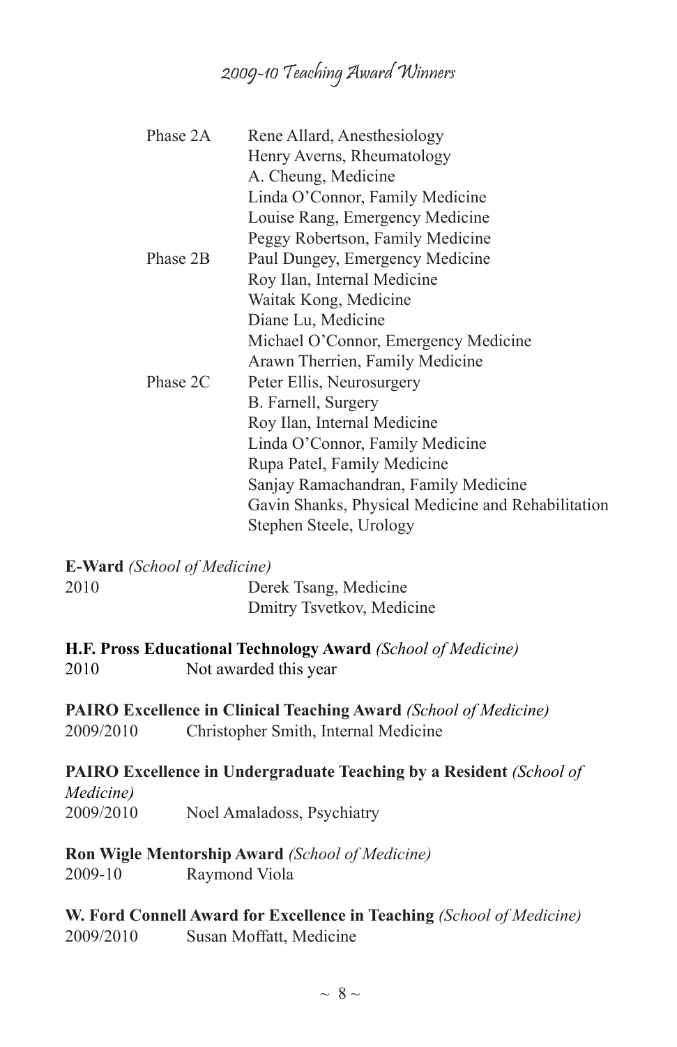# 2009-10 Teaching Award Winners

| | |
|---|---|
| Phase 2A | Rene Allard, Anesthesiology |
| | Henry Averns, Rheumatology |
| | A. Cheung, Medicine |
| | Linda O'Connor, Family Medicine |
| | Louise Rang, Emergency Medicine |
| | Peggy Robertson, Family Medicine |
| Phase 2B | Paul Dungey, Emergency Medicine |
| | Roy Ilan, Internal Medicine |
| | Waitak Kong, Medicine |
| | Diane Lu, Medicine |
| | Michael O'Connor, Emergency Medicine |
| | Arawn Therrien, Family Medicine |
| Phase 2C | Peter Ellis, Neurosurgery |
| | B. Farnell, Surgery |
| | Roy Ilan, Internal Medicine |
| | Linda O'Connor, Family Medicine |
| | Rupa Patel, Family Medicine |
| | Sanjay Ramachandran, Family Medicine |
| | Gavin Shanks, Physical Medicine and Rehabilitation |
| | Stephen Steele, Urology |

**E-Ward** *(School of Medicine)*

2010 Derek Tsang, Medicine
Dmitry Tsvetkov, Medicine

**H.F. Pross Educational Technology Award** *(School of Medicine)*

2010 Not awarded this year

**PAIRO Excellence in Clinical Teaching Award** *(School of Medicine)*

2009/2010 Christopher Smith, Internal Medicine

**PAIRO Excellence in Undergraduate Teaching by a Resident** *(School of Medicine)*

2009/2010 Noel Amaladoss, Psychiatry

**Ron Wigle Mentorship Award** *(School of Medicine)*

2009-10 Raymond Viola

**W. Ford Connell Award for Excellence in Teaching** *(School of Medicine)*

2009/2010 Susan Moffatt, Medicine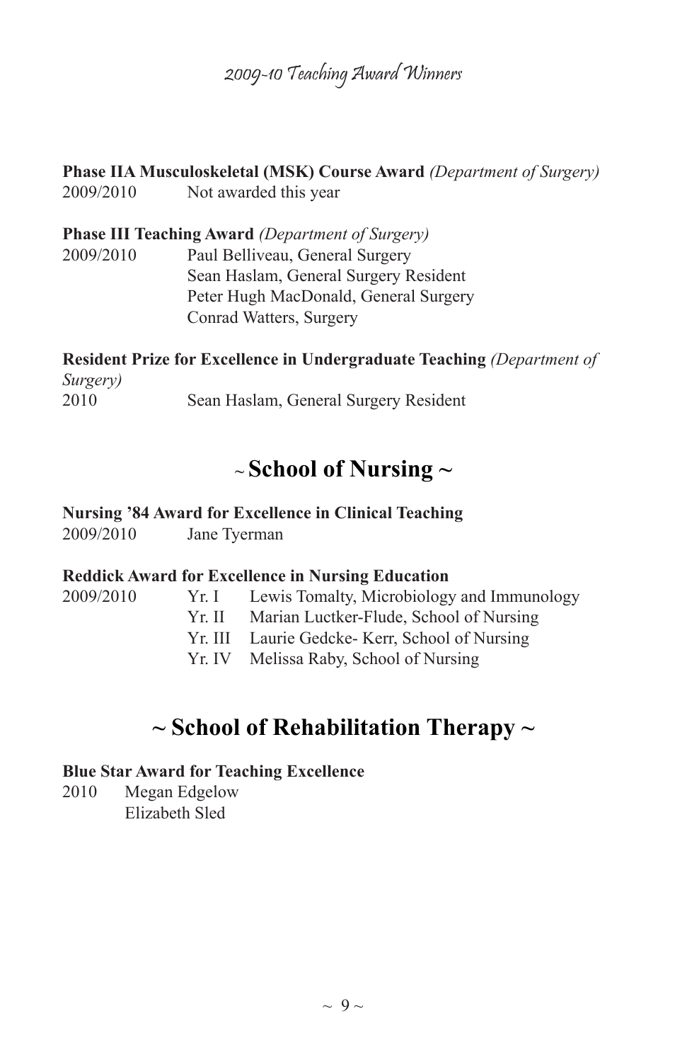# 2009-10 Teaching Award Winners

**Phase IIA Musculoskeletal (MSK) Course Award** *(Department of Surgery)*

2009/2010 Not awarded this year

**Phase III Teaching Award** *(Department of Surgery)*

2009/2010 Paul Belliveau, General Surgery
Sean Haslam, General Surgery Resident
Peter Hugh MacDonald, General Surgery
Conrad Watters, Surgery

**Resident Prize for Excellence in Undergraduate Teaching** *(Department of Surgery)*

2010 Sean Haslam, General Surgery Resident

## ~ School of Nursing ~

**Nursing '84 Award for Excellence in Clinical Teaching**

2009/2010 Jane Tyerman

**Reddick Award for Excellence in Nursing Education**

2009/2010
- Yr. I Lewis Tomalty, Microbiology and Immunology
- Yr. II Marian Luctker-Flude, School of Nursing
- Yr. III Laurie Gedcke- Kerr, School of Nursing
- Yr. IV Melissa Raby, School of Nursing

## ~ School of Rehabilitation Therapy ~

**Blue Star Award for Teaching Excellence**

2010 Megan Edgelow
Elizabeth Sled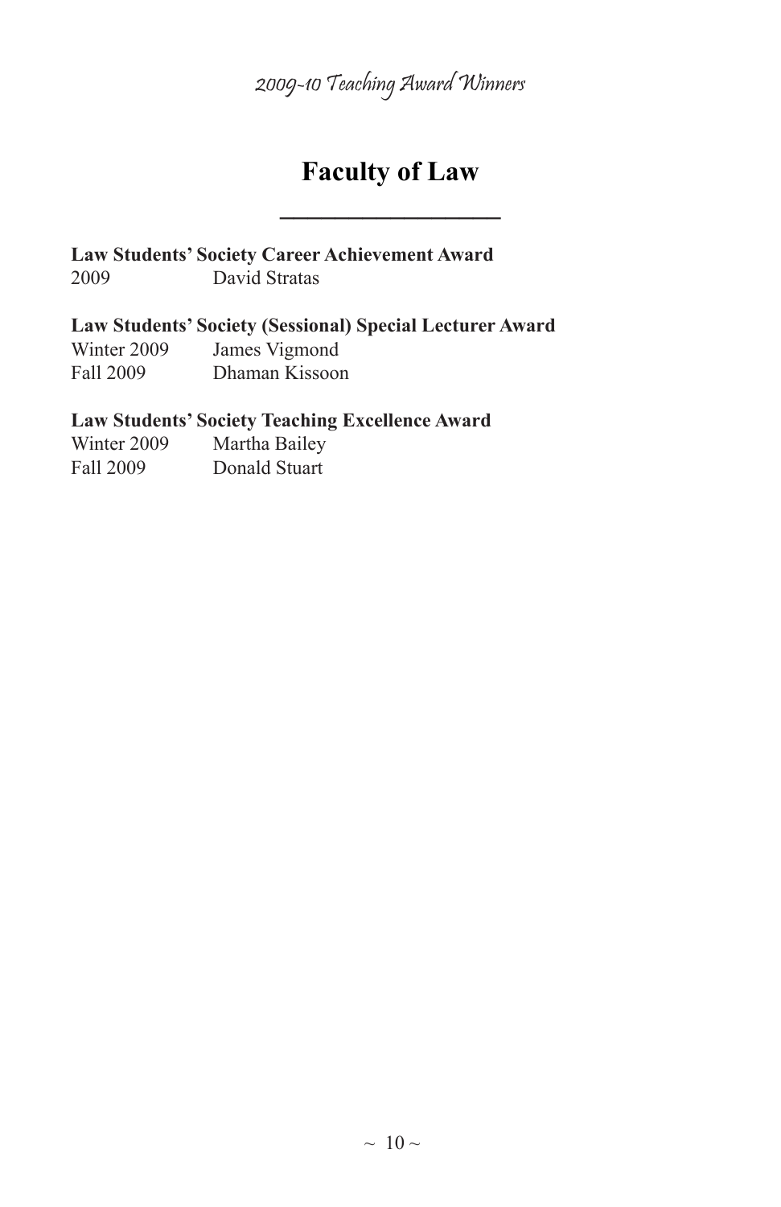# Faculty of Law

**Law Students' Society Career Achievement Award**

2009 David Stratas

**Law Students' Society (Sessional) Special Lecturer Award**

Winter 2009 James Vigmond
Fall 2009 Dhaman Kissoon

**Law Students' Society Teaching Excellence Award**

Winter 2009 Martha Bailey
Fall 2009 Donald Stuart